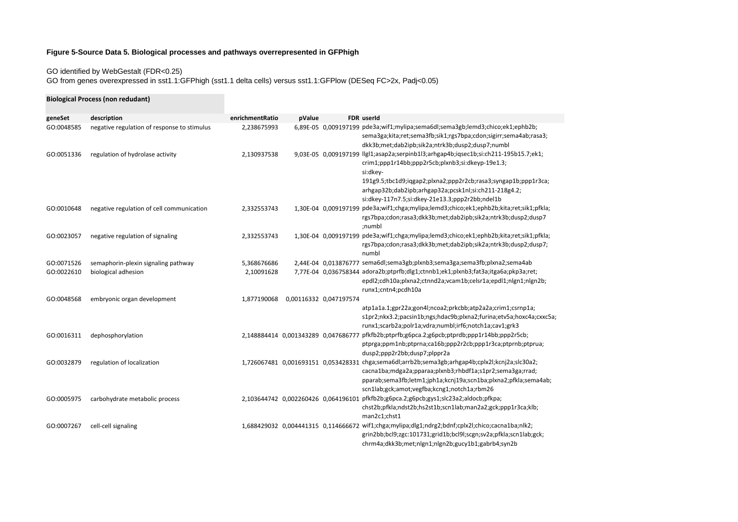**Figure 5-Source Data 5. Biological processes and pathways overrepresented in GFPhigh**

GO identified by WebGestalt (FDR<0.25)
GO from genes overexpressed in sst1.1:GFPhigh (sst1.1 delta cells) versus sst1.1:GFPlow (DESeq FC>2x, Padj<0.05)

**Biological Process (non redudant)**

| geneSet | description | enrichmentRatio | pValue | FDR | userId |
|---|---|---|---|---|---|
| GO:0048585 | negative regulation of response to stimulus | 2,238675993 | 6,89E-05 | 0,009197199 | pde3a;wif1;mylipa;sema6dl;sema3gb;lemd3;chico;ek1;ephb2b;sema3ga;kita;ret;sema3fb;sik1;rgs7bpa;cdon;sigirr;sema4ab;rasa3;dkk3b;met;dab2ipb;sik2a;ntrk3b;dusp2;dusp7;numbl |
| GO:0051336 | regulation of hydrolase activity | 2,130937538 | 9,03E-05 | 0,009197199 | llgl1;asap2a;serpinb1l3;arhgap4b;iqsec1b;si:ch211-195b15.7;ek1;crim1;ppp1r14bb;ppp2r5cb;plxnb3;si:dkeyp-19e1.3;si:dkey-191g9.5;tbc1d9;iqgap2;plxna2;ppp2r2cb;rasa3;syngap1b;ppp1r3ca;arhgap32b;dab2ipb;arhgap32a;pcsk1nl;si:ch211-218g4.2;si:dkey-117n7.5;si:dkey-21e13.3;ppp2r2bb;ndel1b |
| GO:0010648 | negative regulation of cell communication | 2,332553743 | 1,30E-04 | 0,009197199 | pde3a;wif1;chga;mylipa;lemd3;chico;ek1;ephb2b;kita;ret;sik1;pfkla;rgs7bpa;cdon;rasa3;dkk3b;met;dab2ipb;sik2a;ntrk3b;dusp2;dusp7;numbl |
| GO:0023057 | negative regulation of signaling | 2,332553743 | 1,30E-04 | 0,009197199 | pde3a;wif1;chga;mylipa;lemd3;chico;ek1;ephb2b;kita;ret;sik1;pfkla;rgs7bpa;cdon;rasa3;dkk3b;met;dab2ipb;sik2a;ntrk3b;dusp2;dusp7;numbl |
| GO:0071526 | semaphorin-plexin signaling pathway | 5,368676686 | 2,44E-04 | 0,013876777 | sema6dl;sema3gb;plxnb3;sema3ga;sema3fb;plxna2;sema4ab |
| GO:0022610 | biological adhesion | 2,10091628 | 7,77E-04 | 0,036758344 | adora2b;ptprfb;dlg1;ctnnb1;ek1;plxnb3;fat3a;itga6a;pkp3a;ret;epdl2;cdh10a;plxna2;ctnnd2a;vcam1b;celsr1a;epdl1;nlgn1;nlgn2b;runx1;cntn4;pcdh10a |
| GO:0048568 | embryonic organ development | 1,877190068 | 0,00116332 | 0,047197574 | atp1a1a.1;gpr22a;gon4l;ncoa2;prkcbb;atp2a2a;crim1;csrnp1a;s1pr2;nkx3.2;pacsin1b;ngs;hdac9b;plxna2;furina;etv5a;hoxc4a;cxxc5a;runx1;scarb2a;polr1a;vdra;numbl;irf6;notch1a;cav1;grk3 |
| GO:0016311 | dephosphorylation | 2,148884414 | 0,001343289 | 0,047686777 | pfkfb2b;ptprfb;g6pca.2;g6pcb;ptprdb;ppp1r14bb;ppp2r5cb;ptprga;ppm1nb;ptprna;ca16b;ppp2r2cb;ppp1r3ca;ptprnb;ptprua;dusp2;ppp2r2bb;dusp7;plppr2a |
| GO:0032879 | regulation of localization | 1,726067481 | 0,001693151 | 0,053428331 | chga;sema6dl;arrb2b;sema3gb;arhgap4b;cplx2l;kcnj2a;slc30a2;cacna1ba;mdga2a;pparaa;plxnb3;rhbdf1a;s1pr2;sema3ga;rrad;pparab;sema3fb;letm1;jph1a;kcnj19a;scn1ba;plxna2;pfkla;sema4ab;scn1lab;gck;amot;vegfba;kcng1;notch1a;rbm26 |
| GO:0005975 | carbohydrate metabolic process | 2,103644742 | 0,002260426 | 0,064196101 | pfkfb2b;g6pca.2;g6pcb;gys1;slc23a2;aldocb;pfkpa;chst2b;pfkla;ndst2b;hs2st1b;scn1lab;man2a2;gck;ppp1r3ca;klb;man2c1;chst1 |
| GO:0007267 | cell-cell signaling | 1,688429032 | 0,004441315 | 0,114666672 | wif1;chga;mylipa;dlg1;ndrg2;bdnf;cplx2l;chico;cacna1ba;nlk2;grin2bb;bcl9;zgc:101731;grid1b;bcl9l;scgn;sv2a;pfkla;scn1lab;gck;chrm4a;dkk3b;met;nlgn1;nlgn2b;gucy1b1;gabrb4;syn2b |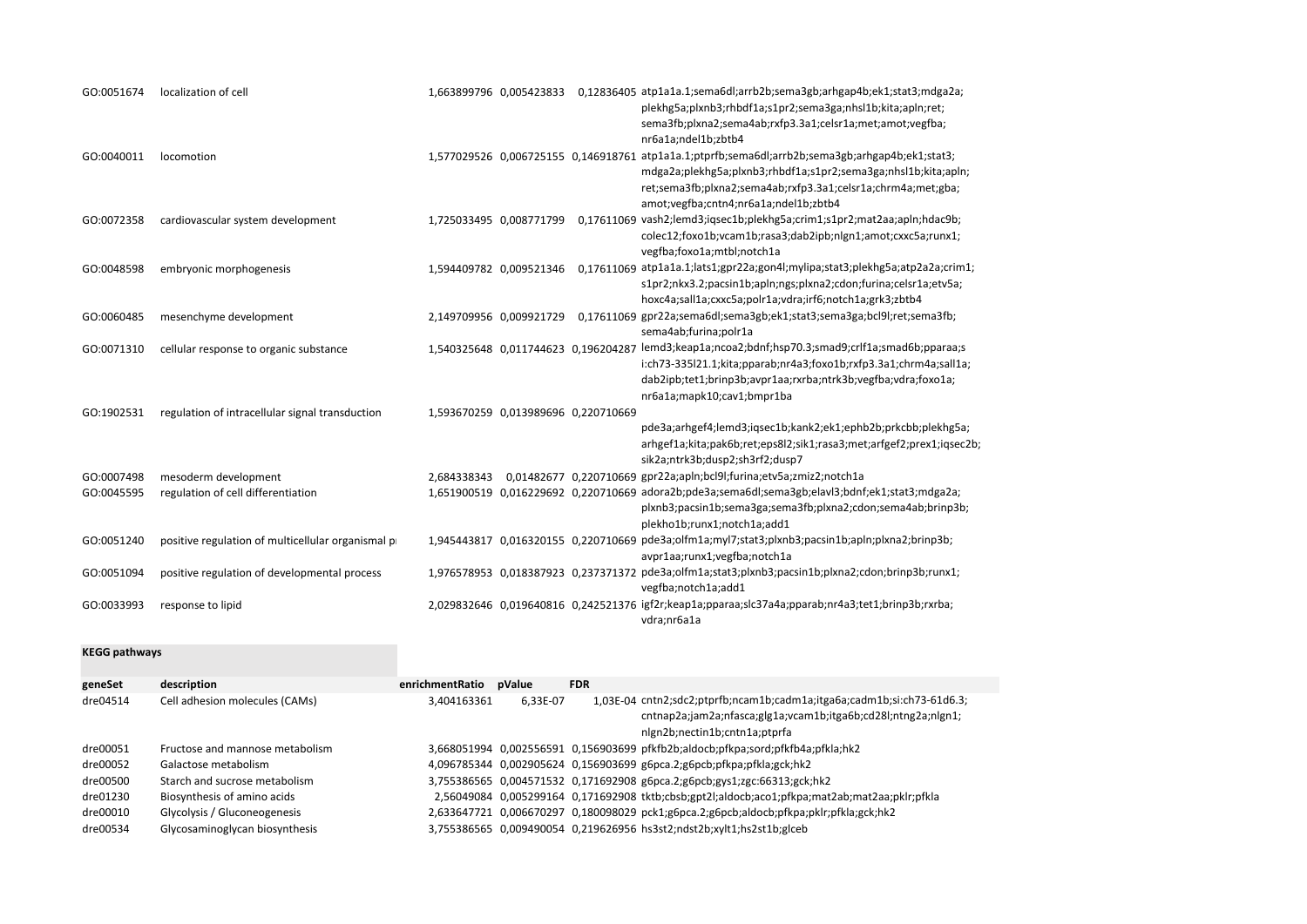| | | | | | |
|---|---|---|---|---|---|
| GO:0051674 | localization of cell | 1,663899796 | 0,005423833 | 0,12836405 | atp1a1a.1;sema6dl;arrb2b;sema3gb;arhgap4b;ek1;stat3;mdga2a;plekhg5a;plxnb3;rhbdf1a;s1pr2;sema3ga;nhsl1b;kita;apln;ret;sema3fb;plxna2;sema4ab;rxfp3.3a1;celsr1a;met;amot;vegfba;nr6a1a;ndel1b;zbtb4 |
| GO:0040011 | locomotion | 1,577029526 | 0,006725155 | 0,146918761 | atp1a1a.1;ptprfb;sema6dl;arrb2b;sema3gb;arhgap4b;ek1;stat3;mdga2a;plekhg5a;plxnb3;rhbdf1a;s1pr2;sema3ga;nhsl1b;kita;apln;ret;sema3fb;plxna2;sema4ab;rxfp3.3a1;celsr1a;chrm4a;met;gba;amot;vegfba;cntn4;nr6a1a;ndel1b;zbtb4 |
| GO:0072358 | cardiovascular system development | 1,725033495 | 0,008771799 | 0,17611069 | vash2;lemd3;iqsec1b;plekhg5a;crim1;s1pr2;mat2aa;apln;hdac9b;colec12;foxo1b;vcam1b;rasa3;dab2ipb;nlgn1;amot;cxxc5a;runx1;vegfba;foxo1a;mtbl;notch1a |
| GO:0048598 | embryonic morphogenesis | 1,594409782 | 0,009521346 | 0,17611069 | atp1a1a.1;lats1;gpr22a;gon4l;mylipa;stat3;plekhg5a;atp2a2a;crim1;s1pr2;nkx3.2;pacsin1b;apln;ngs;plxna2;cdon;furina;celsr1a;etv5a;hoxc4a;sall1a;cxxc5a;polr1a;vdra;irf6;notch1a;grk3;zbtb4 |
| GO:0060485 | mesenchyme development | 2,149709956 | 0,009921729 | 0,17611069 | gpr22a;sema6dl;sema3gb;ek1;stat3;sema3ga;bcl9l;ret;sema3fb;sema4ab;furina;polr1a |
| GO:0071310 | cellular response to organic substance | 1,540325648 | 0,011744623 | 0,196204287 | lemd3;keap1a;ncoa2;bdnf;hsp70.3;smad9;crlf1a;smad6b;pparaa;si:ch73-335l21.1;kita;pparab;nr4a3;foxo1b;rxfp3.3a1;chrm4a;sall1a;dab2ipb;tet1;brinp3b;avpr1aa;rxrba;ntrk3b;vegfba;vdra;foxo1a;nr6a1a;mapk10;cav1;bmpr1ba |
| GO:1902531 | regulation of intracellular signal transduction | 1,593670259 | 0,013989696 | 0,220710669 | pde3a;arhgef4;lemd3;iqsec1b;kank2;ek1;ephb2b;prkcbb;plekhg5a;arhgef1a;kita;pak6b;ret;eps8l2;sik1;rasa3;met;arfgef2;prex1;iqsec2b;sik2a;ntrk3b;dusp2;sh3rf2;dusp7 |
| GO:0007498 | mesoderm development | 2,684338343 | 0,01482677 | 0,220710669 | gpr22a;apln;bcl9l;furina;etv5a;zmiz2;notch1a |
| GO:0045595 | regulation of cell differentiation | 1,651900519 | 0,016229692 | 0,220710669 | adora2b;pde3a;sema6dl;sema3gb;elavl3;bdnf;ek1;stat3;mdga2a;plxnb3;pacsin1b;sema3ga;sema3fb;plxna2;cdon;sema4ab;brinp3b;plekho1b;runx1;notch1a;add1 |
| GO:0051240 | positive regulation of multicellular organismal pı | 1,945443817 | 0,016320155 | 0,220710669 | pde3a;olfm1a;myl7;stat3;plxnb3;pacsin1b;apln;plxna2;brinp3b;avpr1aa;runx1;vegfba;notch1a |
| GO:0051094 | positive regulation of developmental process | 1,976578953 | 0,018387923 | 0,237371372 | pde3a;olfm1a;stat3;plxnb3;pacsin1b;plxna2;cdon;brinp3b;runx1;vegfba;notch1a;add1 |
| GO:0033993 | response to lipid | 2,029832646 | 0,019640816 | 0,242521376 | igf2r;keap1a;pparaa;slc37a4a;pparab;nr4a3;tet1;brinp3b;rxrba;vdra;nr6a1a |

**KEGG pathways**

| geneSet | description | enrichmentRatio | pValue | FDR | |
|---|---|---|---|---|---|
| dre04514 | Cell adhesion molecules (CAMs) | 3,404163361 | 6,33E-07 | 1,03E-04 | cntn2;sdc2;ptprfb;ncam1b;cadm1a;itga6a;cadm1b;si:ch73-61d6.3;cntnap2a;jam2a;nfasca;glg1a;vcam1b;itga6b;cd28l;ntng2a;nlgn1;nlgn2b;nectin1b;cntn1a;ptprfa |
| dre00051 | Fructose and mannose metabolism | 3,668051994 | 0,002556591 | 0,156903699 | pfkfb2b;aldocb;pfkpa;sord;pfkfb4a;pfkla;hk2 |
| dre00052 | Galactose metabolism | 4,096785344 | 0,002905624 | 0,156903699 | g6pca.2;g6pcb;pfkpa;pfkla;gck;hk2 |
| dre00500 | Starch and sucrose metabolism | 3,755386565 | 0,004571532 | 0,171692908 | g6pca.2;g6pcb;gys1;zgc:66313;gck;hk2 |
| dre01230 | Biosynthesis of amino acids | 2,56049084 | 0,005299164 | 0,171692908 | tktb;cbsb;gpt2l;aldocb;aco1;pfkpa;mat2ab;mat2aa;pklr;pfkla |
| dre00010 | Glycolysis / Gluconeogenesis | 2,633647721 | 0,006670297 | 0,180098029 | pck1;g6pca.2;g6pcb;aldocb;pfkpa;pklr;pfkla;gck;hk2 |
| dre00534 | Glycosaminoglycan biosynthesis | 3,755386565 | 0,009490054 | 0,219626956 | hs3st2;ndst2b;xylt1;hs2st1b;glceb |